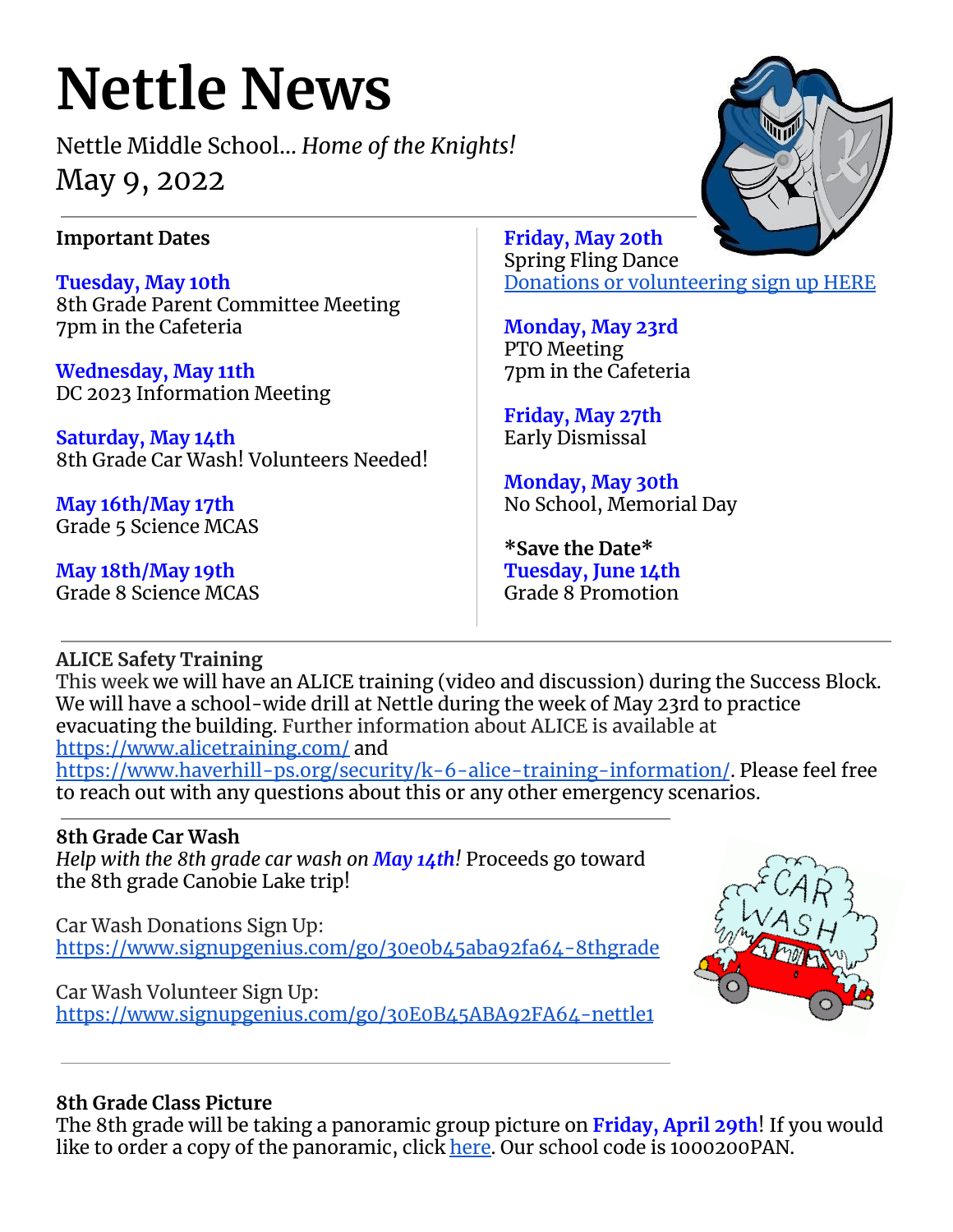# Nettle News

Nettle Middle School... *Home of the Knights!*

May 9, 2022

**Important Dates**

**Tuesday, May 10th**
8th Grade Parent Committee Meeting
7pm in the Cafeteria

**Wednesday, May 11th**
DC 2023 Information Meeting

**Saturday, May 14th**
8th Grade Car Wash! Volunteers Needed!

**May 16th/May 17th**
Grade 5 Science MCAS

**May 18th/May 19th**
Grade 8 Science MCAS

**Friday, May 20th**
Spring Fling Dance
Donations or volunteering sign up HERE

**Monday, May 23rd**
PTO Meeting
7pm in the Cafeteria

**Friday, May 27th**
Early Dismissal

**Monday, May 30th**
No School, Memorial Day

***Save the Date***
**Tuesday, June 14th**
Grade 8 Promotion

**ALICE Safety Training**

This week we will have an ALICE training (video and discussion) during the Success Block. We will have a school-wide drill at Nettle during the week of May 23rd to practice evacuating the building. Further information about ALICE is available at https://www.alicetraining.com/ and https://www.haverhill-ps.org/security/k-6-alice-training-information/. Please feel free to reach out with any questions about this or any other emergency scenarios.

**8th Grade Car Wash**

*Help with the 8th grade car wash on **May 14th**!* Proceeds go toward the 8th grade Canobie Lake trip!

Car Wash Donations Sign Up:
https://www.signupgenius.com/go/30e0b45aba92fa64-8thgrade

Car Wash Volunteer Sign Up:
https://www.signupgenius.com/go/30E0B45ABA92FA64-nettle1

**8th Grade Class Picture**

The 8th grade will be taking a panoramic group picture on **Friday, April 29th**! If you would like to order a copy of the panoramic, click here. Our school code is 1000200PAN.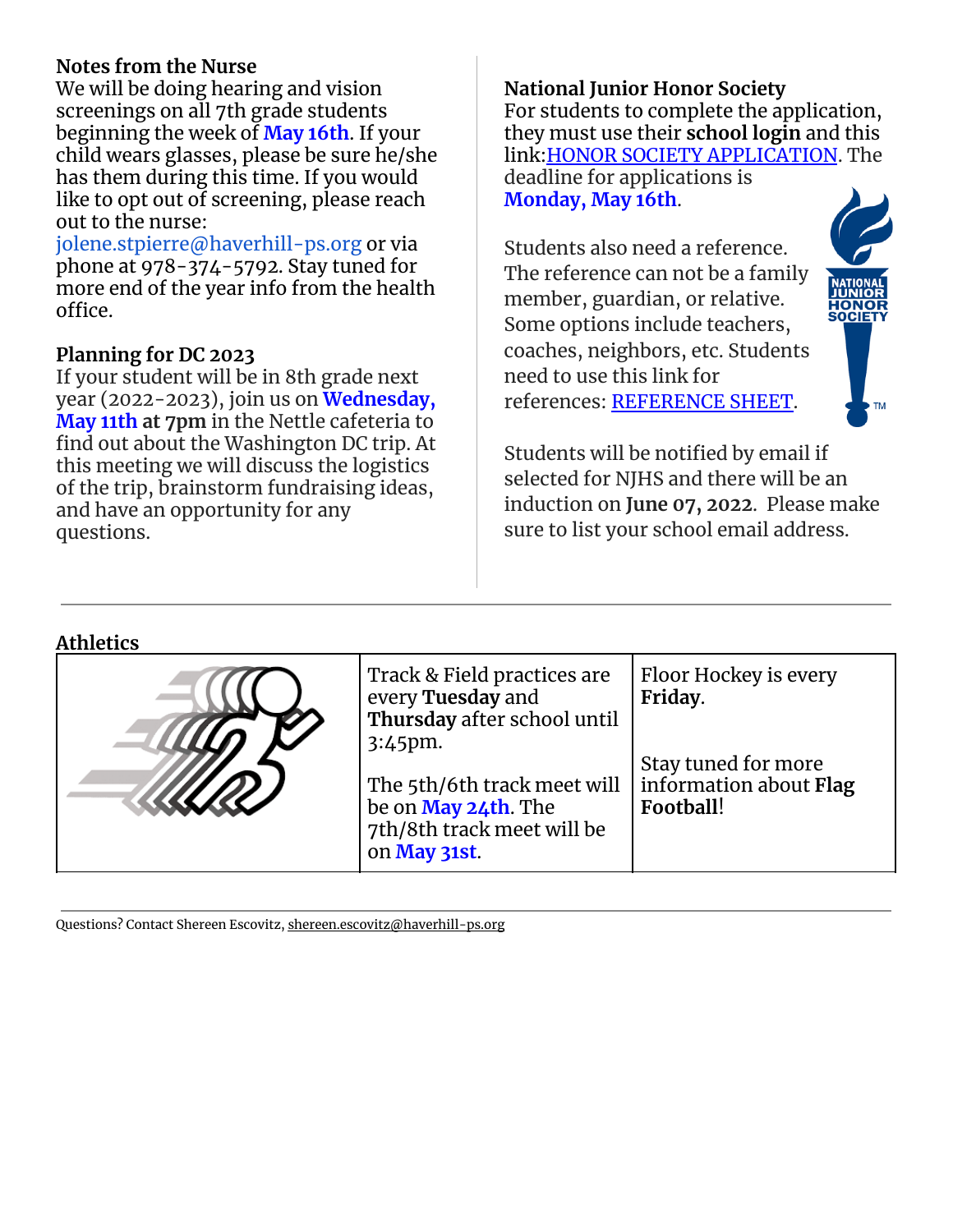## Notes from the Nurse

We will be doing hearing and vision screenings on all 7th grade students beginning the week of **May 16th**. If your child wears glasses, please be sure he/she has them during this time. If you would like to opt out of screening, please reach out to the nurse: jolene.stpierre@haverhill-ps.org or via phone at 978-374-5792. Stay tuned for more end of the year info from the health office.

## Planning for DC 2023

If your student will be in 8th grade next year (2022-2023), join us on **Wednesday, May 11th at 7pm** in the Nettle cafeteria to find out about the Washington DC trip. At this meeting we will discuss the logistics of the trip, brainstorm fundraising ideas, and have an opportunity for any questions.

## National Junior Honor Society

For students to complete the application, they must use their **school login** and this link:HONOR SOCIETY APPLICATION. The deadline for applications is **Monday, May 16th**.

Students also need a reference. The reference can not be a family member, guardian, or relative. Some options include teachers, coaches, neighbors, etc. Students need to use this link for references: REFERENCE SHEET.

Students will be notified by email if selected for NJHS and there will be an induction on **June 07, 2022**. Please make sure to list your school email address.

## Athletics

| | | |
|---|---|---|
| | Track & Field practices are every **Tuesday** and **Thursday** after school until 3:45pm.<br><br>The 5th/6th track meet will be on **May 24th**. The 7th/8th track meet will be on **May 31st**. | Floor Hockey is every **Friday**.<br><br>Stay tuned for more information about **Flag Football**! |

Questions? Contact Shereen Escovitz, shereen.escovitz@haverhill-ps.org